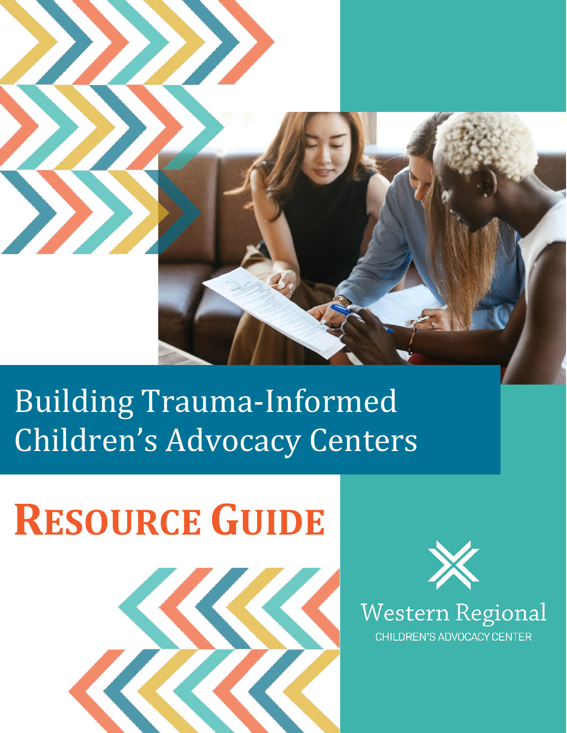# Building Trauma-Informed Children's Advocacy Centers

# RESOURCE GUIDE

Western Regional
CHILDREN'S ADVOCACY CENTER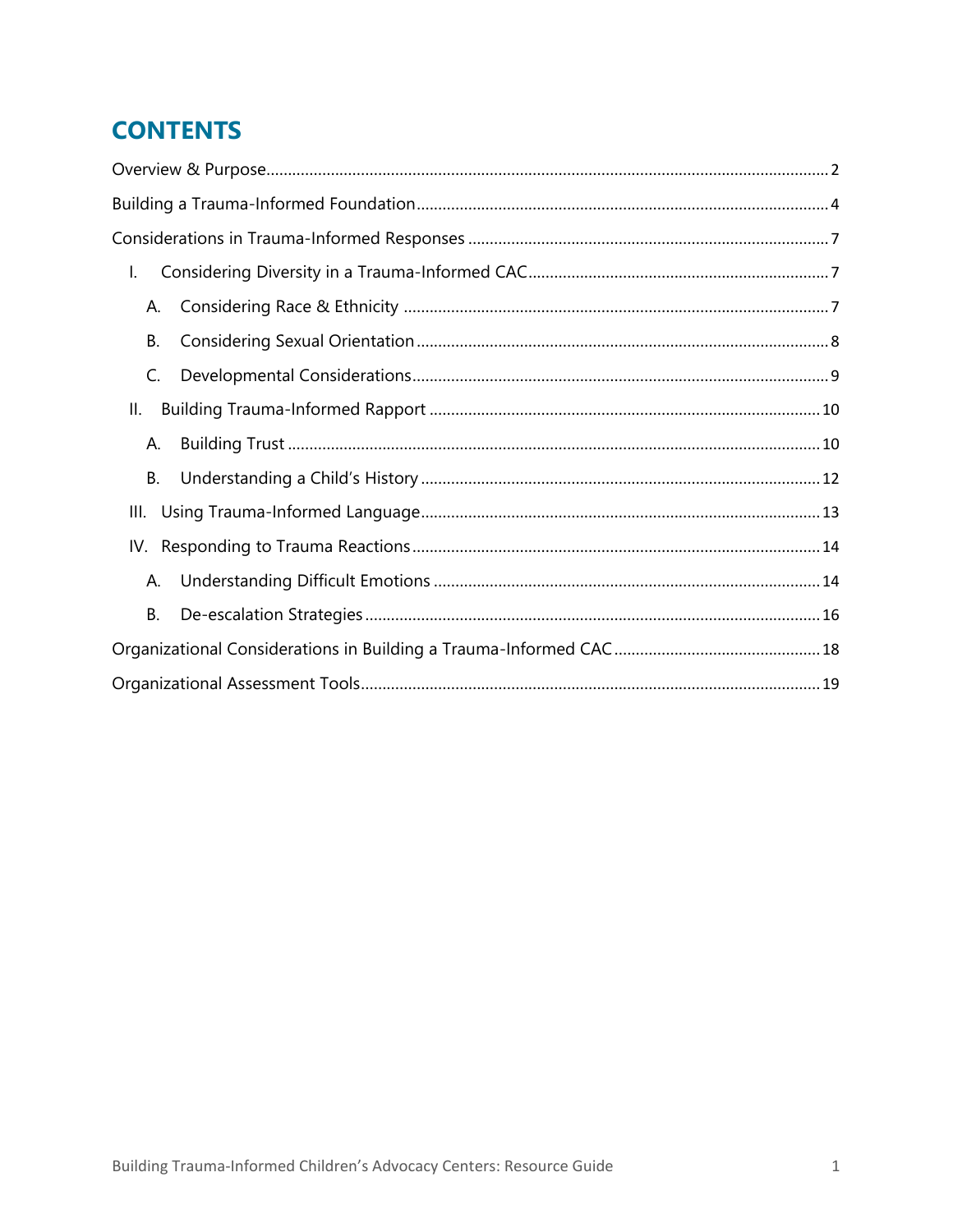# CONTENTS

Overview & Purpose .......... 2

Building a Trauma-Informed Foundation .......... 4

Considerations in Trauma-Informed Responses .......... 7

- I. Considering Diversity in a Trauma-Informed CAC .......... 7
  - A. Considering Race & Ethnicity .......... 7
  - B. Considering Sexual Orientation .......... 8
  - C. Developmental Considerations .......... 9
- II. Building Trauma-Informed Rapport .......... 10
  - A. Building Trust .......... 10
  - B. Understanding a Child's History .......... 12
- III. Using Trauma-Informed Language .......... 13
- IV. Responding to Trauma Reactions .......... 14
  - A. Understanding Difficult Emotions .......... 14
  - B. De-escalation Strategies .......... 16

Organizational Considerations in Building a Trauma-Informed CAC .......... 18

Organizational Assessment Tools .......... 19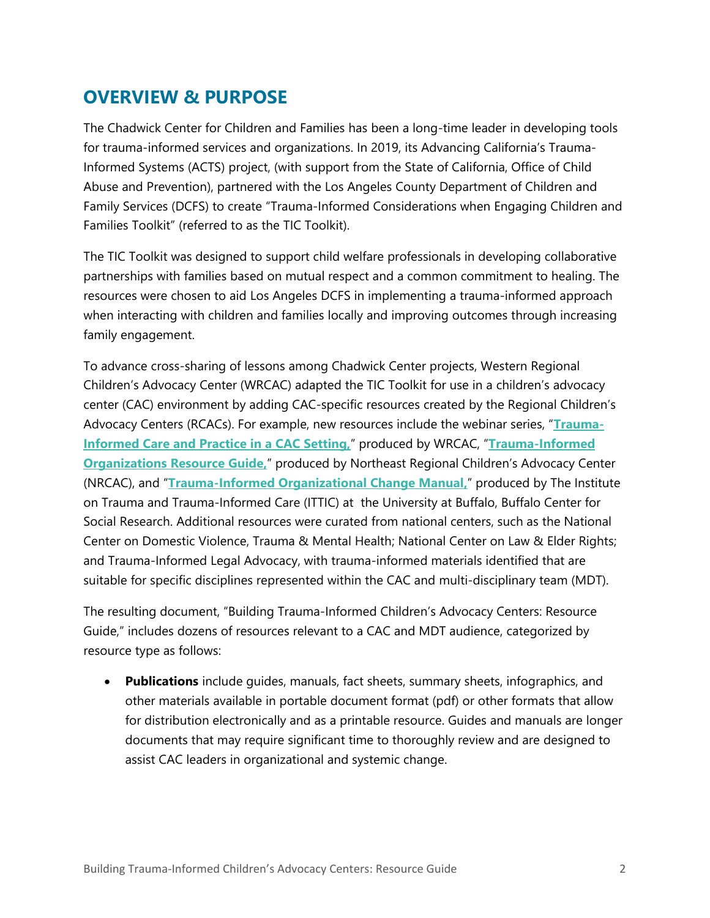## OVERVIEW & PURPOSE

The Chadwick Center for Children and Families has been a long-time leader in developing tools for trauma-informed services and organizations. In 2019, its Advancing California's Trauma-Informed Systems (ACTS) project, (with support from the State of California, Office of Child Abuse and Prevention), partnered with the Los Angeles County Department of Children and Family Services (DCFS) to create "Trauma-Informed Considerations when Engaging Children and Families Toolkit" (referred to as the TIC Toolkit).

The TIC Toolkit was designed to support child welfare professionals in developing collaborative partnerships with families based on mutual respect and a common commitment to healing. The resources were chosen to aid Los Angeles DCFS in implementing a trauma-informed approach when interacting with children and families locally and improving outcomes through increasing family engagement.

To advance cross-sharing of lessons among Chadwick Center projects, Western Regional Children's Advocacy Center (WRCAC) adapted the TIC Toolkit for use in a children's advocacy center (CAC) environment by adding CAC-specific resources created by the Regional Children's Advocacy Centers (RCACs). For example, new resources include the webinar series, "**Trauma-Informed Care and Practice in a CAC Setting,**" produced by WRCAC, "**Trauma-Informed Organizations Resource Guide,**" produced by Northeast Regional Children's Advocacy Center (NRCAC), and "**Trauma-Informed Organizational Change Manual,**" produced by The Institute on Trauma and Trauma-Informed Care (ITTIC) at the University at Buffalo, Buffalo Center for Social Research. Additional resources were curated from national centers, such as the National Center on Domestic Violence, Trauma & Mental Health; National Center on Law & Elder Rights; and Trauma-Informed Legal Advocacy, with trauma-informed materials identified that are suitable for specific disciplines represented within the CAC and multi-disciplinary team (MDT).

The resulting document, "Building Trauma-Informed Children's Advocacy Centers: Resource Guide," includes dozens of resources relevant to a CAC and MDT audience, categorized by resource type as follows:

- **Publications** include guides, manuals, fact sheets, summary sheets, infographics, and other materials available in portable document format (pdf) or other formats that allow for distribution electronically and as a printable resource. Guides and manuals are longer documents that may require significant time to thoroughly review and are designed to assist CAC leaders in organizational and systemic change.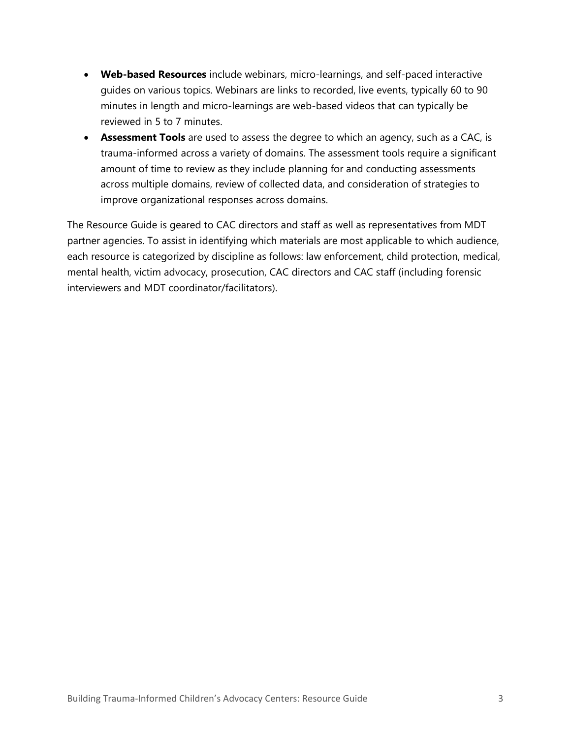- **Web-based Resources** include webinars, micro-learnings, and self-paced interactive guides on various topics. Webinars are links to recorded, live events, typically 60 to 90 minutes in length and micro-learnings are web-based videos that can typically be reviewed in 5 to 7 minutes.
- **Assessment Tools** are used to assess the degree to which an agency, such as a CAC, is trauma-informed across a variety of domains. The assessment tools require a significant amount of time to review as they include planning for and conducting assessments across multiple domains, review of collected data, and consideration of strategies to improve organizational responses across domains.

The Resource Guide is geared to CAC directors and staff as well as representatives from MDT partner agencies. To assist in identifying which materials are most applicable to which audience, each resource is categorized by discipline as follows: law enforcement, child protection, medical, mental health, victim advocacy, prosecution, CAC directors and CAC staff (including forensic interviewers and MDT coordinator/facilitators).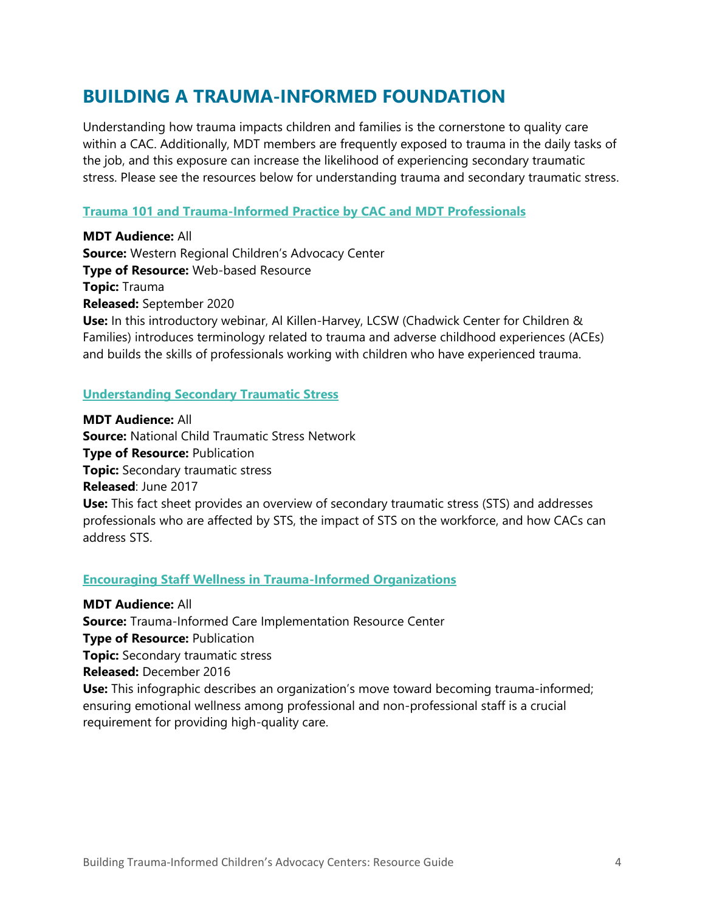# BUILDING A TRAUMA-INFORMED FOUNDATION

Understanding how trauma impacts children and families is the cornerstone to quality care within a CAC. Additionally, MDT members are frequently exposed to trauma in the daily tasks of the job, and this exposure can increase the likelihood of experiencing secondary traumatic stress. Please see the resources below for understanding trauma and secondary traumatic stress.

### Trauma 101 and Trauma-Informed Practice by CAC and MDT Professionals

**MDT Audience:** All
**Source:** Western Regional Children's Advocacy Center
**Type of Resource:** Web-based Resource
**Topic:** Trauma
**Released:** September 2020
**Use:** In this introductory webinar, Al Killen-Harvey, LCSW (Chadwick Center for Children & Families) introduces terminology related to trauma and adverse childhood experiences (ACEs) and builds the skills of professionals working with children who have experienced trauma.

### Understanding Secondary Traumatic Stress

**MDT Audience:** All
**Source:** National Child Traumatic Stress Network
**Type of Resource:** Publication
**Topic:** Secondary traumatic stress
**Released**: June 2017
**Use:** This fact sheet provides an overview of secondary traumatic stress (STS) and addresses professionals who are affected by STS, the impact of STS on the workforce, and how CACs can address STS.

### Encouraging Staff Wellness in Trauma-Informed Organizations

**MDT Audience:** All
**Source:** Trauma-Informed Care Implementation Resource Center
**Type of Resource:** Publication
**Topic:** Secondary traumatic stress
**Released:** December 2016
**Use:** This infographic describes an organization's move toward becoming trauma-informed; ensuring emotional wellness among professional and non-professional staff is a crucial requirement for providing high-quality care.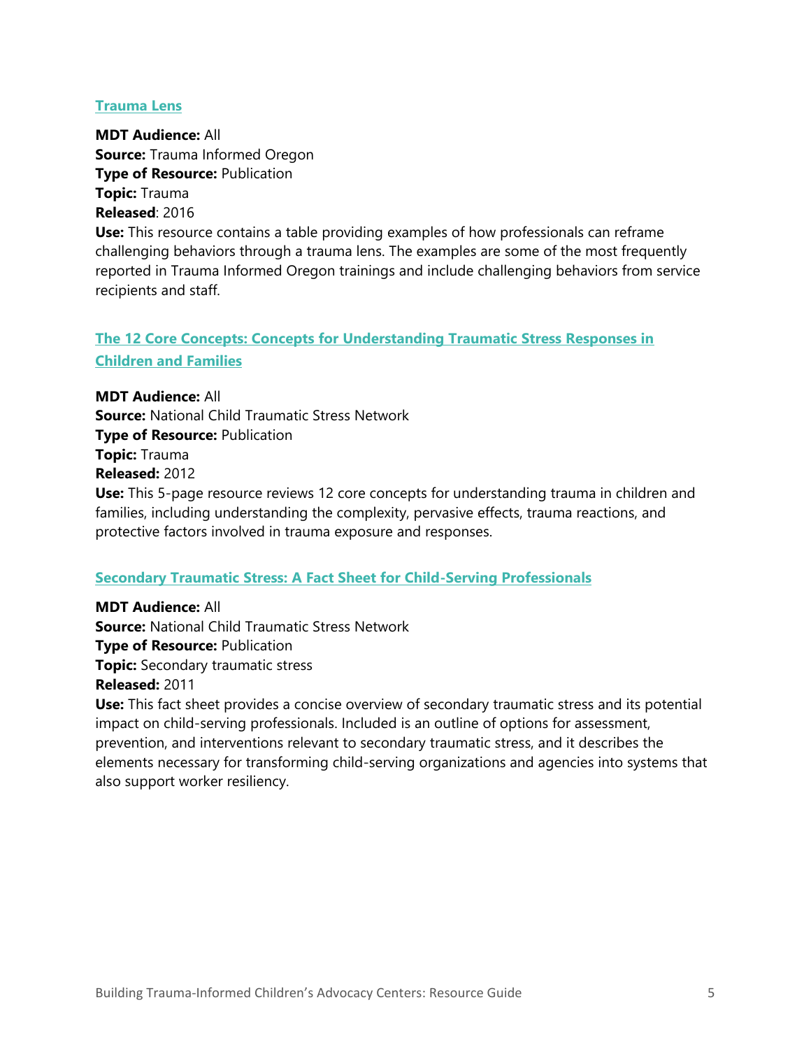### Trauma Lens

**MDT Audience:** All
**Source:** Trauma Informed Oregon
**Type of Resource:** Publication
**Topic:** Trauma
**Released**: 2016
**Use:** This resource contains a table providing examples of how professionals can reframe challenging behaviors through a trauma lens. The examples are some of the most frequently reported in Trauma Informed Oregon trainings and include challenging behaviors from service recipients and staff.

### The 12 Core Concepts: Concepts for Understanding Traumatic Stress Responses in Children and Families

**MDT Audience:** All
**Source:** National Child Traumatic Stress Network
**Type of Resource:** Publication
**Topic:** Trauma
**Released:** 2012
**Use:** This 5-page resource reviews 12 core concepts for understanding trauma in children and families, including understanding the complexity, pervasive effects, trauma reactions, and protective factors involved in trauma exposure and responses.

### Secondary Traumatic Stress: A Fact Sheet for Child-Serving Professionals

**MDT Audience:** All
**Source:** National Child Traumatic Stress Network
**Type of Resource:** Publication
**Topic:** Secondary traumatic stress
**Released:** 2011
**Use:** This fact sheet provides a concise overview of secondary traumatic stress and its potential impact on child-serving professionals. Included is an outline of options for assessment, prevention, and interventions relevant to secondary traumatic stress, and it describes the elements necessary for transforming child-serving organizations and agencies into systems that also support worker resiliency.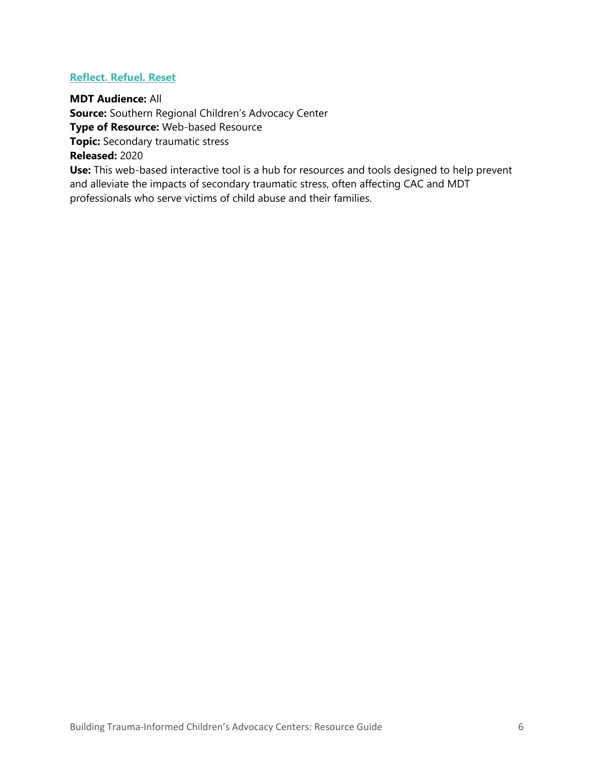### Reflect. Refuel. Reset

**MDT Audience:** All
**Source:** Southern Regional Children's Advocacy Center
**Type of Resource:** Web-based Resource
**Topic:** Secondary traumatic stress
**Released:** 2020
**Use:** This web-based interactive tool is a hub for resources and tools designed to help prevent and alleviate the impacts of secondary traumatic stress, often affecting CAC and MDT professionals who serve victims of child abuse and their families.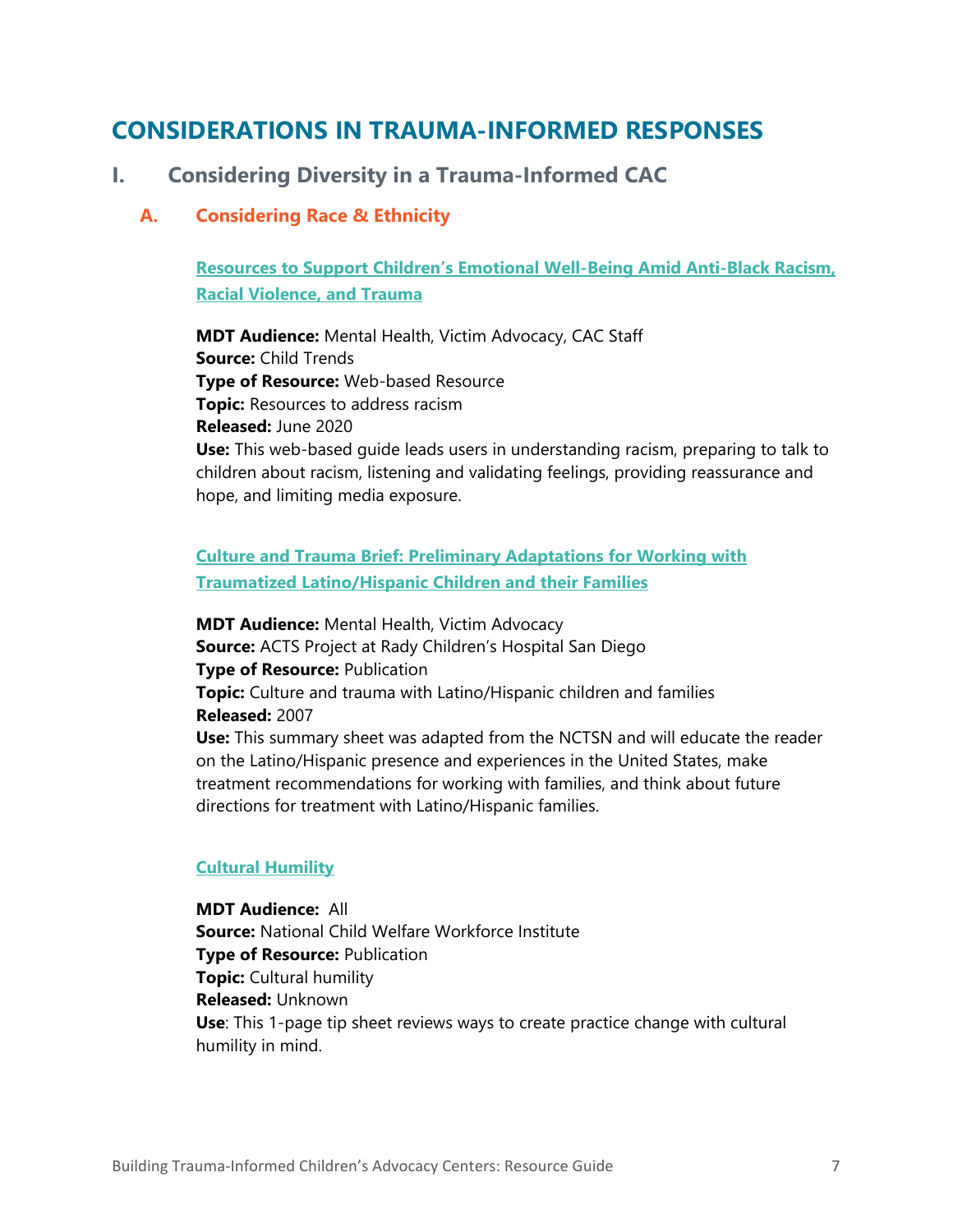# CONSIDERATIONS IN TRAUMA-INFORMED RESPONSES

## I. Considering Diversity in a Trauma-Informed CAC

### A. Considering Race & Ethnicity

**Resources to Support Children's Emotional Well-Being Amid Anti-Black Racism, Racial Violence, and Trauma**

**MDT Audience:** Mental Health, Victim Advocacy, CAC Staff
**Source:** Child Trends
**Type of Resource:** Web-based Resource
**Topic:** Resources to address racism
**Released:** June 2020
**Use:** This web-based guide leads users in understanding racism, preparing to talk to children about racism, listening and validating feelings, providing reassurance and hope, and limiting media exposure.

**Culture and Trauma Brief: Preliminary Adaptations for Working with Traumatized Latino/Hispanic Children and their Families**

**MDT Audience:** Mental Health, Victim Advocacy
**Source:** ACTS Project at Rady Children's Hospital San Diego
**Type of Resource:** Publication
**Topic:** Culture and trauma with Latino/Hispanic children and families
**Released:** 2007
**Use:** This summary sheet was adapted from the NCTSN and will educate the reader on the Latino/Hispanic presence and experiences in the United States, make treatment recommendations for working with families, and think about future directions for treatment with Latino/Hispanic families.

**Cultural Humility**

**MDT Audience:** All
**Source:** National Child Welfare Workforce Institute
**Type of Resource:** Publication
**Topic:** Cultural humility
**Released:** Unknown
**Use**: This 1-page tip sheet reviews ways to create practice change with cultural humility in mind.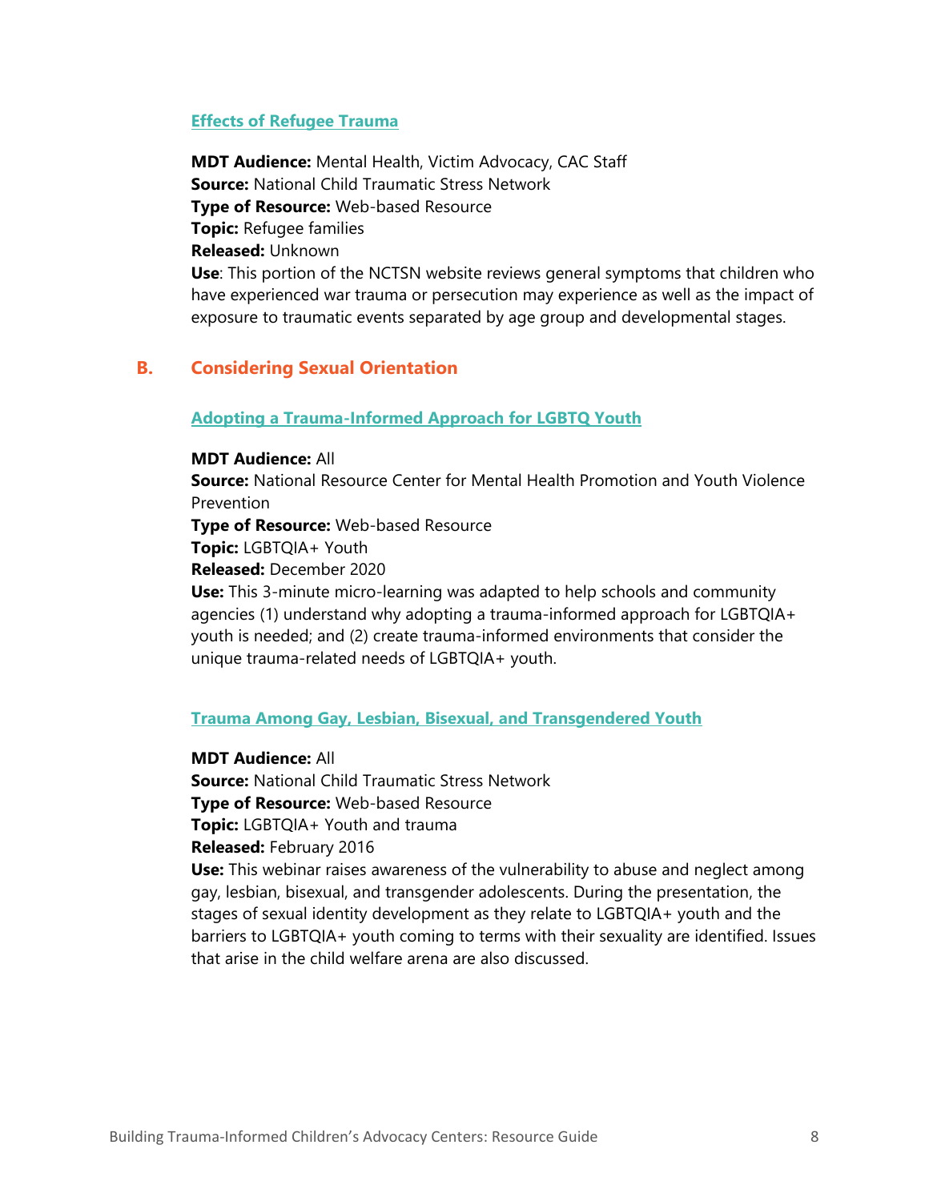### Effects of Refugee Trauma

**MDT Audience:** Mental Health, Victim Advocacy, CAC Staff
**Source:** National Child Traumatic Stress Network
**Type of Resource:** Web-based Resource
**Topic:** Refugee families
**Released:** Unknown
**Use**: This portion of the NCTSN website reviews general symptoms that children who have experienced war trauma or persecution may experience as well as the impact of exposure to traumatic events separated by age group and developmental stages.

## B. Considering Sexual Orientation

### Adopting a Trauma-Informed Approach for LGBTQ Youth

**MDT Audience:** All
**Source:** National Resource Center for Mental Health Promotion and Youth Violence Prevention
**Type of Resource:** Web-based Resource
**Topic:** LGBTQIA+ Youth
**Released:** December 2020
**Use:** This 3-minute micro-learning was adapted to help schools and community agencies (1) understand why adopting a trauma-informed approach for LGBTQIA+ youth is needed; and (2) create trauma-informed environments that consider the unique trauma-related needs of LGBTQIA+ youth.

### Trauma Among Gay, Lesbian, Bisexual, and Transgendered Youth

**MDT Audience:** All
**Source:** National Child Traumatic Stress Network
**Type of Resource:** Web-based Resource
**Topic:** LGBTQIA+ Youth and trauma
**Released:** February 2016
**Use:** This webinar raises awareness of the vulnerability to abuse and neglect among gay, lesbian, bisexual, and transgender adolescents. During the presentation, the stages of sexual identity development as they relate to LGBTQIA+ youth and the barriers to LGBTQIA+ youth coming to terms with their sexuality are identified. Issues that arise in the child welfare arena are also discussed.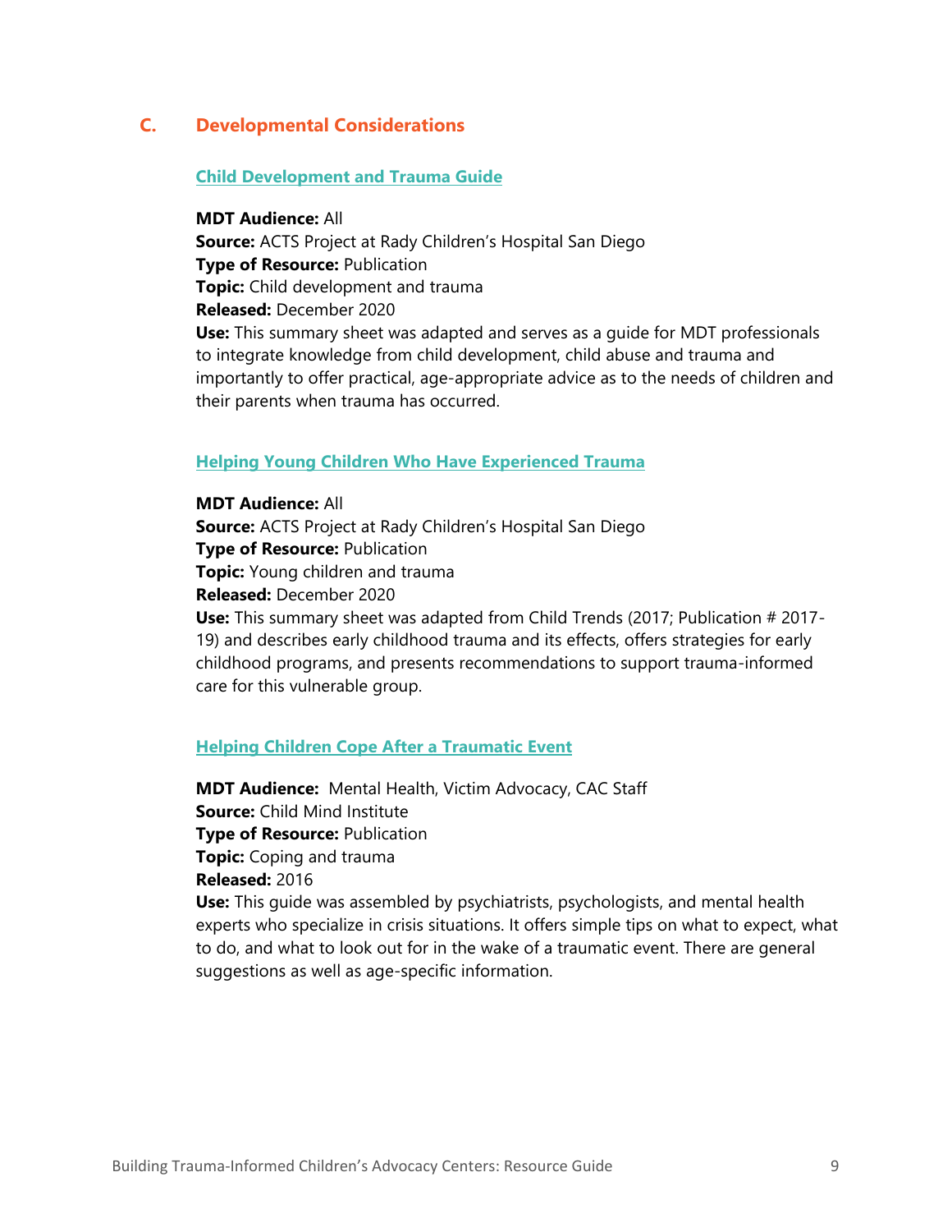## C. Developmental Considerations

### Child Development and Trauma Guide

**MDT Audience:** All
**Source:** ACTS Project at Rady Children's Hospital San Diego
**Type of Resource:** Publication
**Topic:** Child development and trauma
**Released:** December 2020
**Use:** This summary sheet was adapted and serves as a guide for MDT professionals to integrate knowledge from child development, child abuse and trauma and importantly to offer practical, age-appropriate advice as to the needs of children and their parents when trauma has occurred.

### Helping Young Children Who Have Experienced Trauma

**MDT Audience:** All
**Source:** ACTS Project at Rady Children's Hospital San Diego
**Type of Resource:** Publication
**Topic:** Young children and trauma
**Released:** December 2020
**Use:** This summary sheet was adapted from Child Trends (2017; Publication # 2017-19) and describes early childhood trauma and its effects, offers strategies for early childhood programs, and presents recommendations to support trauma-informed care for this vulnerable group.

### Helping Children Cope After a Traumatic Event

**MDT Audience:** Mental Health, Victim Advocacy, CAC Staff
**Source:** Child Mind Institute
**Type of Resource:** Publication
**Topic:** Coping and trauma
**Released:** 2016
**Use:** This guide was assembled by psychiatrists, psychologists, and mental health experts who specialize in crisis situations. It offers simple tips on what to expect, what to do, and what to look out for in the wake of a traumatic event. There are general suggestions as well as age-specific information.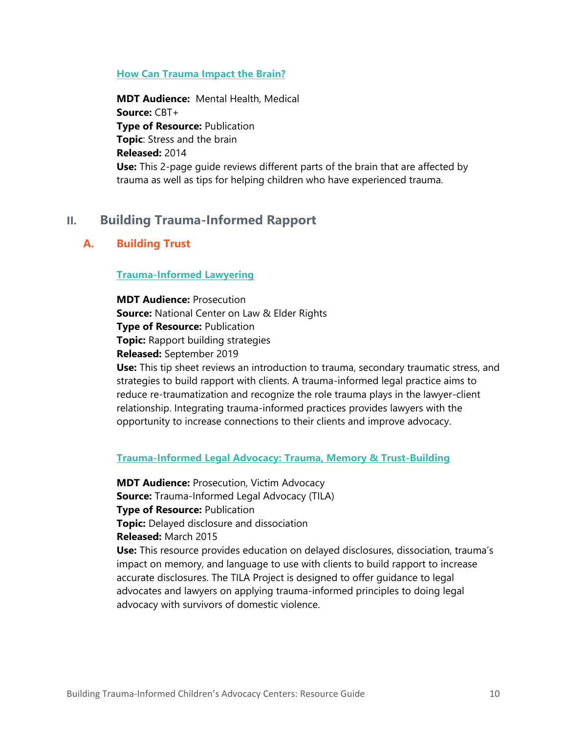**How Can Trauma Impact the Brain?**

**MDT Audience:** Mental Health, Medical
**Source:** CBT+
**Type of Resource:** Publication
**Topic**: Stress and the brain
**Released:** 2014
**Use:** This 2-page guide reviews different parts of the brain that are affected by trauma as well as tips for helping children who have experienced trauma.

## II. Building Trauma-Informed Rapport

### A. Building Trust

**Trauma-Informed Lawyering**

**MDT Audience:** Prosecution
**Source:** National Center on Law & Elder Rights
**Type of Resource:** Publication
**Topic:** Rapport building strategies
**Released:** September 2019
**Use:** This tip sheet reviews an introduction to trauma, secondary traumatic stress, and strategies to build rapport with clients. A trauma-informed legal practice aims to reduce re-traumatization and recognize the role trauma plays in the lawyer-client relationship. Integrating trauma-informed practices provides lawyers with the opportunity to increase connections to their clients and improve advocacy.

**Trauma-Informed Legal Advocacy: Trauma, Memory & Trust-Building**

**MDT Audience:** Prosecution, Victim Advocacy
**Source:** Trauma-Informed Legal Advocacy (TILA)
**Type of Resource:** Publication
**Topic:** Delayed disclosure and dissociation
**Released:** March 2015
**Use:** This resource provides education on delayed disclosures, dissociation, trauma's impact on memory, and language to use with clients to build rapport to increase accurate disclosures. The TILA Project is designed to offer guidance to legal advocates and lawyers on applying trauma-informed principles to doing legal advocacy with survivors of domestic violence.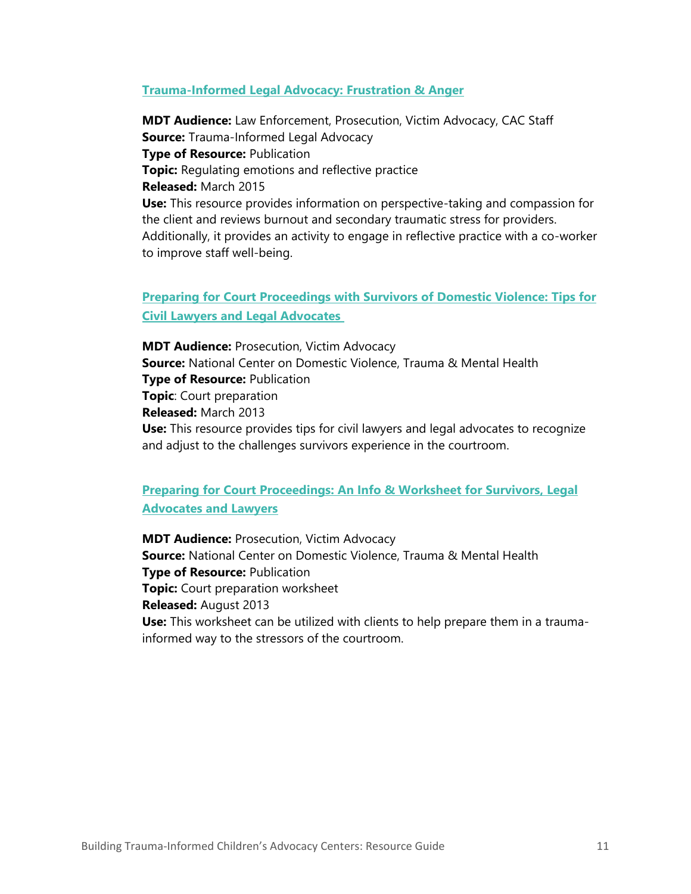### Trauma-Informed Legal Advocacy: Frustration & Anger

**MDT Audience:** Law Enforcement, Prosecution, Victim Advocacy, CAC Staff
**Source:** Trauma-Informed Legal Advocacy
**Type of Resource:** Publication
**Topic:** Regulating emotions and reflective practice
**Released:** March 2015
**Use:** This resource provides information on perspective-taking and compassion for the client and reviews burnout and secondary traumatic stress for providers. Additionally, it provides an activity to engage in reflective practice with a co-worker to improve staff well-being.

### Preparing for Court Proceedings with Survivors of Domestic Violence: Tips for Civil Lawyers and Legal Advocates

**MDT Audience:** Prosecution, Victim Advocacy
**Source:** National Center on Domestic Violence, Trauma & Mental Health
**Type of Resource:** Publication
**Topic**: Court preparation
**Released:** March 2013
**Use:** This resource provides tips for civil lawyers and legal advocates to recognize and adjust to the challenges survivors experience in the courtroom.

### Preparing for Court Proceedings: An Info & Worksheet for Survivors, Legal Advocates and Lawyers

**MDT Audience:** Prosecution, Victim Advocacy
**Source:** National Center on Domestic Violence, Trauma & Mental Health
**Type of Resource:** Publication
**Topic:** Court preparation worksheet
**Released:** August 2013
**Use:** This worksheet can be utilized with clients to help prepare them in a trauma-informed way to the stressors of the courtroom.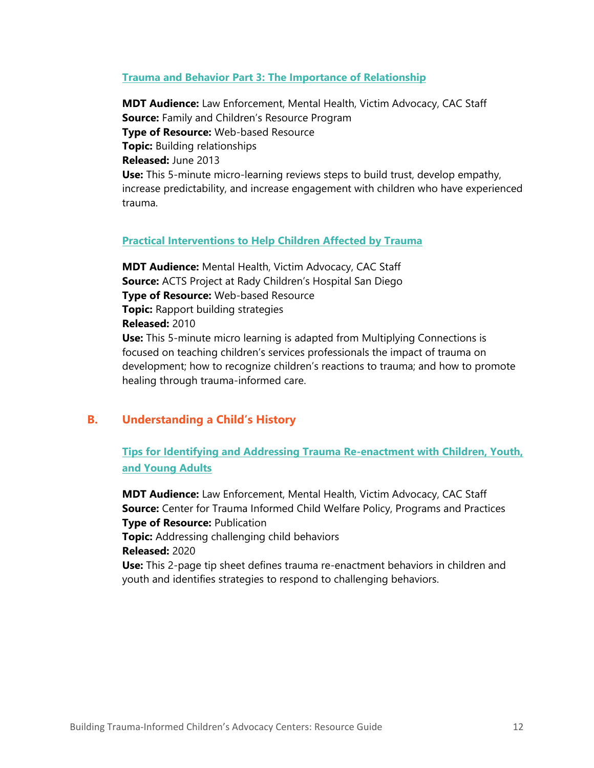### Trauma and Behavior Part 3: The Importance of Relationship

**MDT Audience:** Law Enforcement, Mental Health, Victim Advocacy, CAC Staff
**Source:** Family and Children's Resource Program
**Type of Resource:** Web-based Resource
**Topic:** Building relationships
**Released:** June 2013
**Use:** This 5-minute micro-learning reviews steps to build trust, develop empathy, increase predictability, and increase engagement with children who have experienced trauma.

### Practical Interventions to Help Children Affected by Trauma

**MDT Audience:** Mental Health, Victim Advocacy, CAC Staff
**Source:** ACTS Project at Rady Children's Hospital San Diego
**Type of Resource:** Web-based Resource
**Topic:** Rapport building strategies
**Released:** 2010
**Use:** This 5-minute micro learning is adapted from Multiplying Connections is focused on teaching children's services professionals the impact of trauma on development; how to recognize children's reactions to trauma; and how to promote healing through trauma-informed care.

## B. Understanding a Child's History

### Tips for Identifying and Addressing Trauma Re-enactment with Children, Youth, and Young Adults

**MDT Audience:** Law Enforcement, Mental Health, Victim Advocacy, CAC Staff
**Source:** Center for Trauma Informed Child Welfare Policy, Programs and Practices
**Type of Resource:** Publication
**Topic:** Addressing challenging child behaviors
**Released:** 2020
**Use:** This 2-page tip sheet defines trauma re-enactment behaviors in children and youth and identifies strategies to respond to challenging behaviors.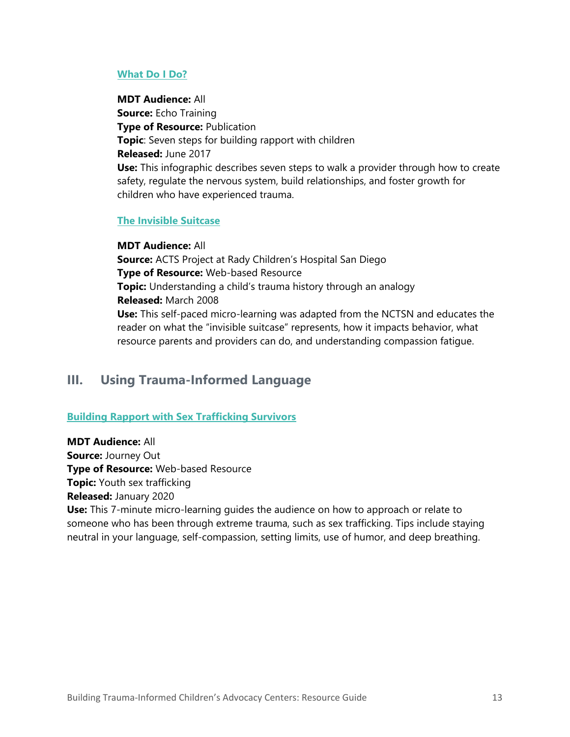### What Do I Do?

**MDT Audience:** All
**Source:** Echo Training
**Type of Resource:** Publication
**Topic**: Seven steps for building rapport with children
**Released:** June 2017
**Use:** This infographic describes seven steps to walk a provider through how to create safety, regulate the nervous system, build relationships, and foster growth for children who have experienced trauma.

### The Invisible Suitcase

**MDT Audience:** All
**Source:** ACTS Project at Rady Children's Hospital San Diego
**Type of Resource:** Web-based Resource
**Topic:** Understanding a child's trauma history through an analogy
**Released:** March 2008
**Use:** This self-paced micro-learning was adapted from the NCTSN and educates the reader on what the "invisible suitcase" represents, how it impacts behavior, what resource parents and providers can do, and understanding compassion fatigue.

## III. Using Trauma-Informed Language

### Building Rapport with Sex Trafficking Survivors

**MDT Audience:** All
**Source:** Journey Out
**Type of Resource:** Web-based Resource
**Topic:** Youth sex trafficking
**Released:** January 2020
**Use:** This 7-minute micro-learning guides the audience on how to approach or relate to someone who has been through extreme trauma, such as sex trafficking. Tips include staying neutral in your language, self-compassion, setting limits, use of humor, and deep breathing.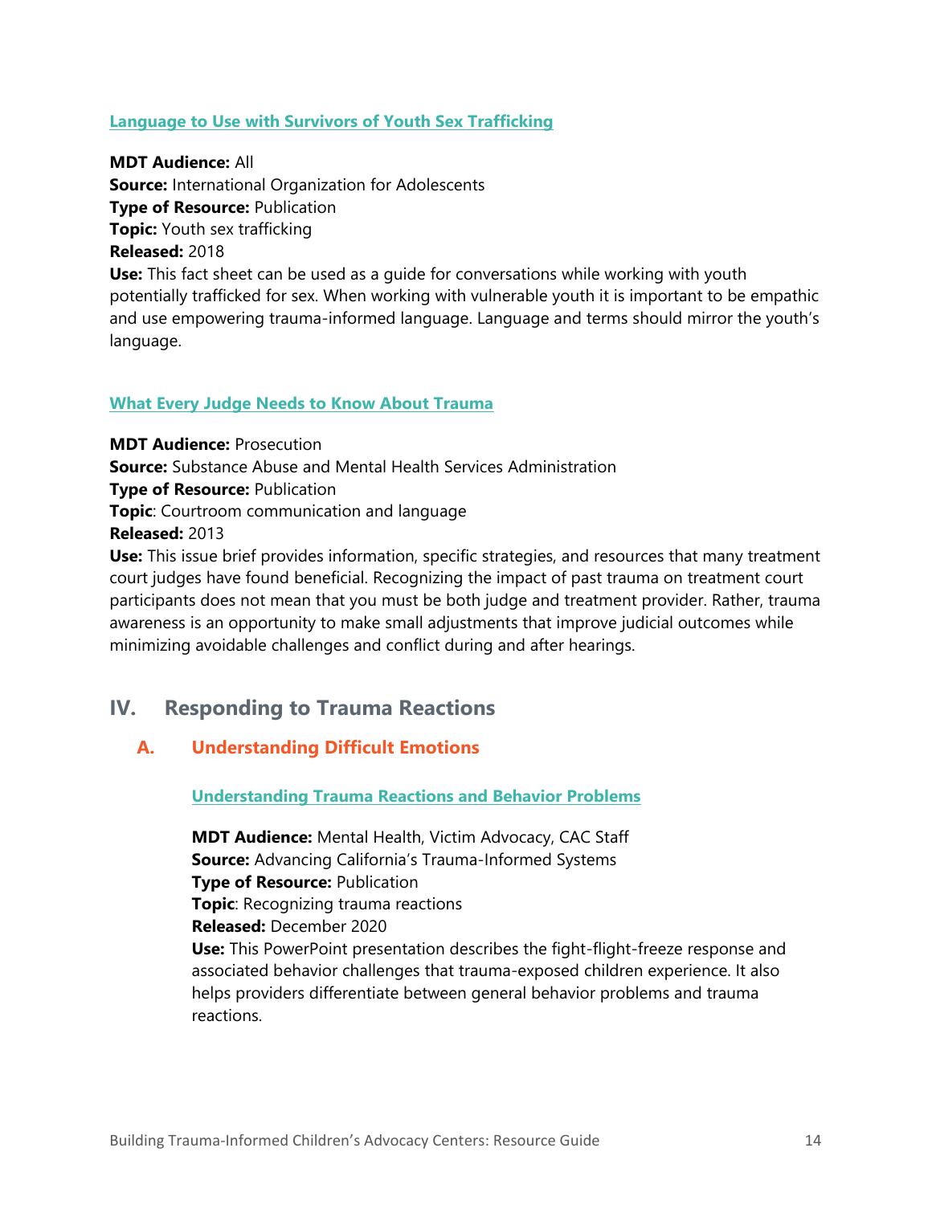### [Language to Use with Survivors of Youth Sex Trafficking]

**MDT Audience:** All
**Source:** International Organization for Adolescents
**Type of Resource:** Publication
**Topic:** Youth sex trafficking
**Released:** 2018
**Use:** This fact sheet can be used as a guide for conversations while working with youth potentially trafficked for sex. When working with vulnerable youth it is important to be empathic and use empowering trauma-informed language. Language and terms should mirror the youth's language.

### [What Every Judge Needs to Know About Trauma]

**MDT Audience:** Prosecution
**Source:** Substance Abuse and Mental Health Services Administration
**Type of Resource:** Publication
**Topic**: Courtroom communication and language
**Released:** 2013
**Use:** This issue brief provides information, specific strategies, and resources that many treatment court judges have found beneficial. Recognizing the impact of past trauma on treatment court participants does not mean that you must be both judge and treatment provider. Rather, trauma awareness is an opportunity to make small adjustments that improve judicial outcomes while minimizing avoidable challenges and conflict during and after hearings.

## IV. Responding to Trauma Reactions

### A. Understanding Difficult Emotions

#### [Understanding Trauma Reactions and Behavior Problems]

**MDT Audience:** Mental Health, Victim Advocacy, CAC Staff
**Source:** Advancing California's Trauma-Informed Systems
**Type of Resource:** Publication
**Topic**: Recognizing trauma reactions
**Released:** December 2020
**Use:** This PowerPoint presentation describes the fight-flight-freeze response and associated behavior challenges that trauma-exposed children experience. It also helps providers differentiate between general behavior problems and trauma reactions.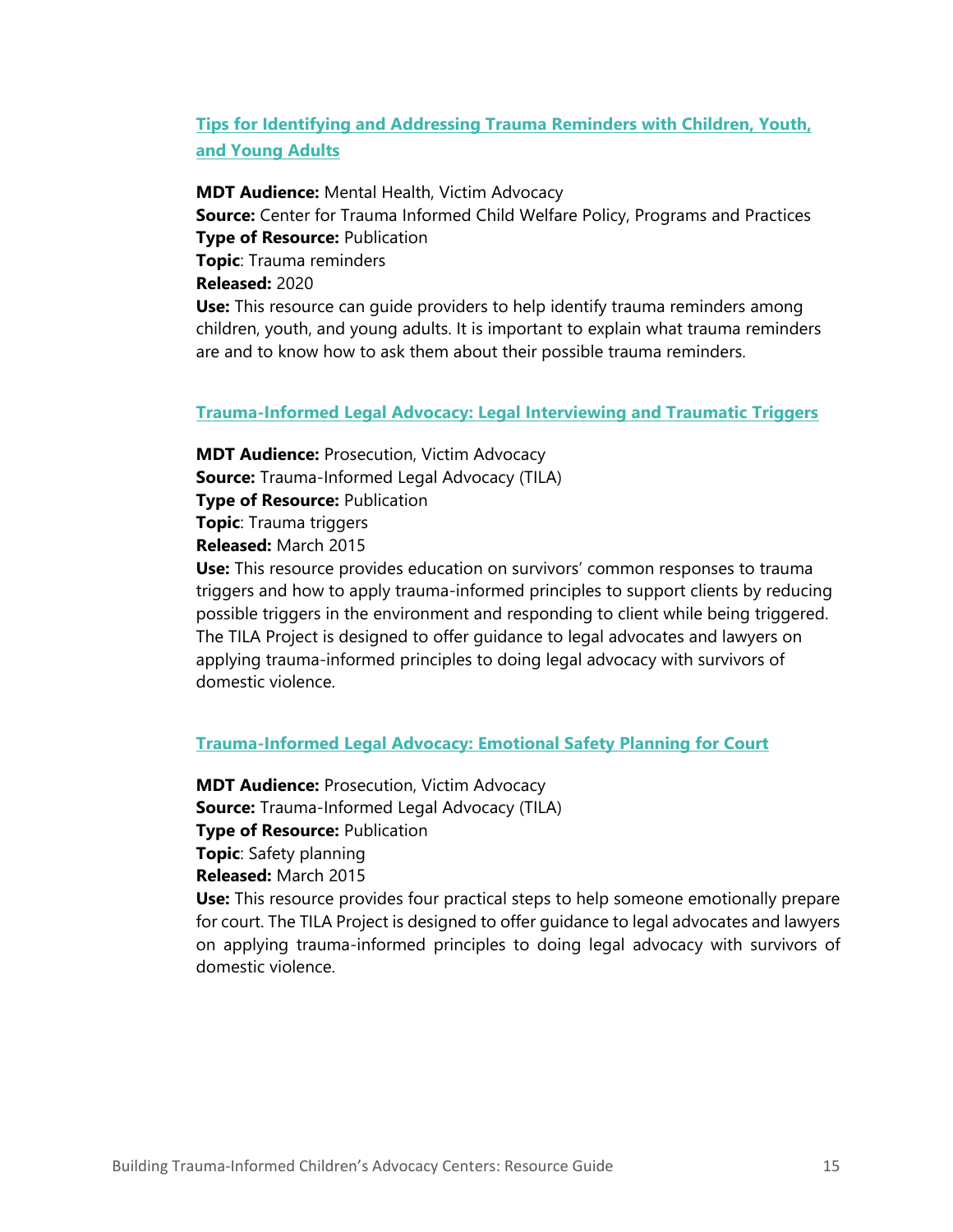### [Tips for Identifying and Addressing Trauma Reminders with Children, Youth, and Young Adults]

**MDT Audience:** Mental Health, Victim Advocacy
**Source:** Center for Trauma Informed Child Welfare Policy, Programs and Practices
**Type of Resource:** Publication
**Topic**: Trauma reminders
**Released:** 2020
**Use:** This resource can guide providers to help identify trauma reminders among children, youth, and young adults. It is important to explain what trauma reminders are and to know how to ask them about their possible trauma reminders.

### [Trauma-Informed Legal Advocacy: Legal Interviewing and Traumatic Triggers]

**MDT Audience:** Prosecution, Victim Advocacy
**Source:** Trauma-Informed Legal Advocacy (TILA)
**Type of Resource:** Publication
**Topic**: Trauma triggers
**Released:** March 2015
**Use:** This resource provides education on survivors' common responses to trauma triggers and how to apply trauma-informed principles to support clients by reducing possible triggers in the environment and responding to client while being triggered. The TILA Project is designed to offer guidance to legal advocates and lawyers on applying trauma-informed principles to doing legal advocacy with survivors of domestic violence.

### [Trauma-Informed Legal Advocacy: Emotional Safety Planning for Court]

**MDT Audience:** Prosecution, Victim Advocacy
**Source:** Trauma-Informed Legal Advocacy (TILA)
**Type of Resource:** Publication
**Topic**: Safety planning
**Released:** March 2015
**Use:** This resource provides four practical steps to help someone emotionally prepare for court. The TILA Project is designed to offer guidance to legal advocates and lawyers on applying trauma-informed principles to doing legal advocacy with survivors of domestic violence.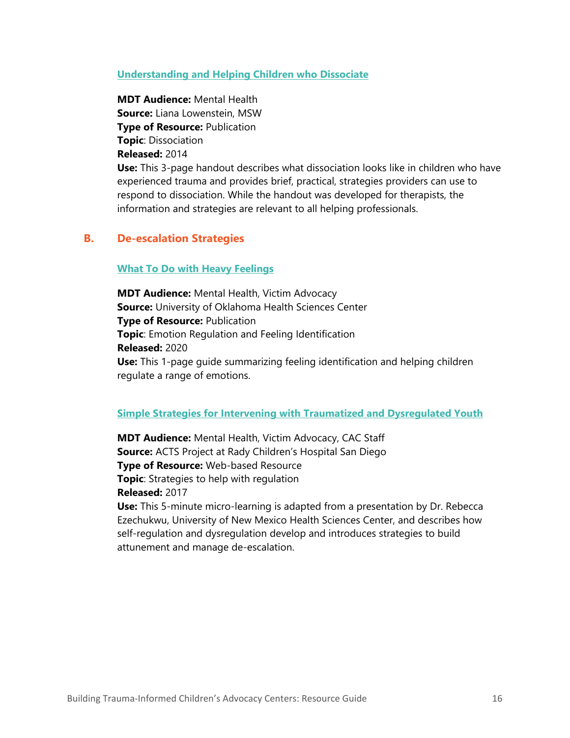### Understanding and Helping Children who Dissociate

**MDT Audience:** Mental Health
**Source:** Liana Lowenstein, MSW
**Type of Resource:** Publication
**Topic**: Dissociation
**Released:** 2014
**Use:** This 3-page handout describes what dissociation looks like in children who have experienced trauma and provides brief, practical, strategies providers can use to respond to dissociation. While the handout was developed for therapists, the information and strategies are relevant to all helping professionals.

## B. De-escalation Strategies

### What To Do with Heavy Feelings

**MDT Audience:** Mental Health, Victim Advocacy
**Source:** University of Oklahoma Health Sciences Center
**Type of Resource:** Publication
**Topic**: Emotion Regulation and Feeling Identification
**Released:** 2020
**Use:** This 1-page guide summarizing feeling identification and helping children regulate a range of emotions.

### Simple Strategies for Intervening with Traumatized and Dysregulated Youth

**MDT Audience:** Mental Health, Victim Advocacy, CAC Staff
**Source:** ACTS Project at Rady Children's Hospital San Diego
**Type of Resource:** Web-based Resource
**Topic**: Strategies to help with regulation
**Released:** 2017
**Use:** This 5-minute micro-learning is adapted from a presentation by Dr. Rebecca Ezechukwu, University of New Mexico Health Sciences Center, and describes how self-regulation and dysregulation develop and introduces strategies to build attunement and manage de-escalation.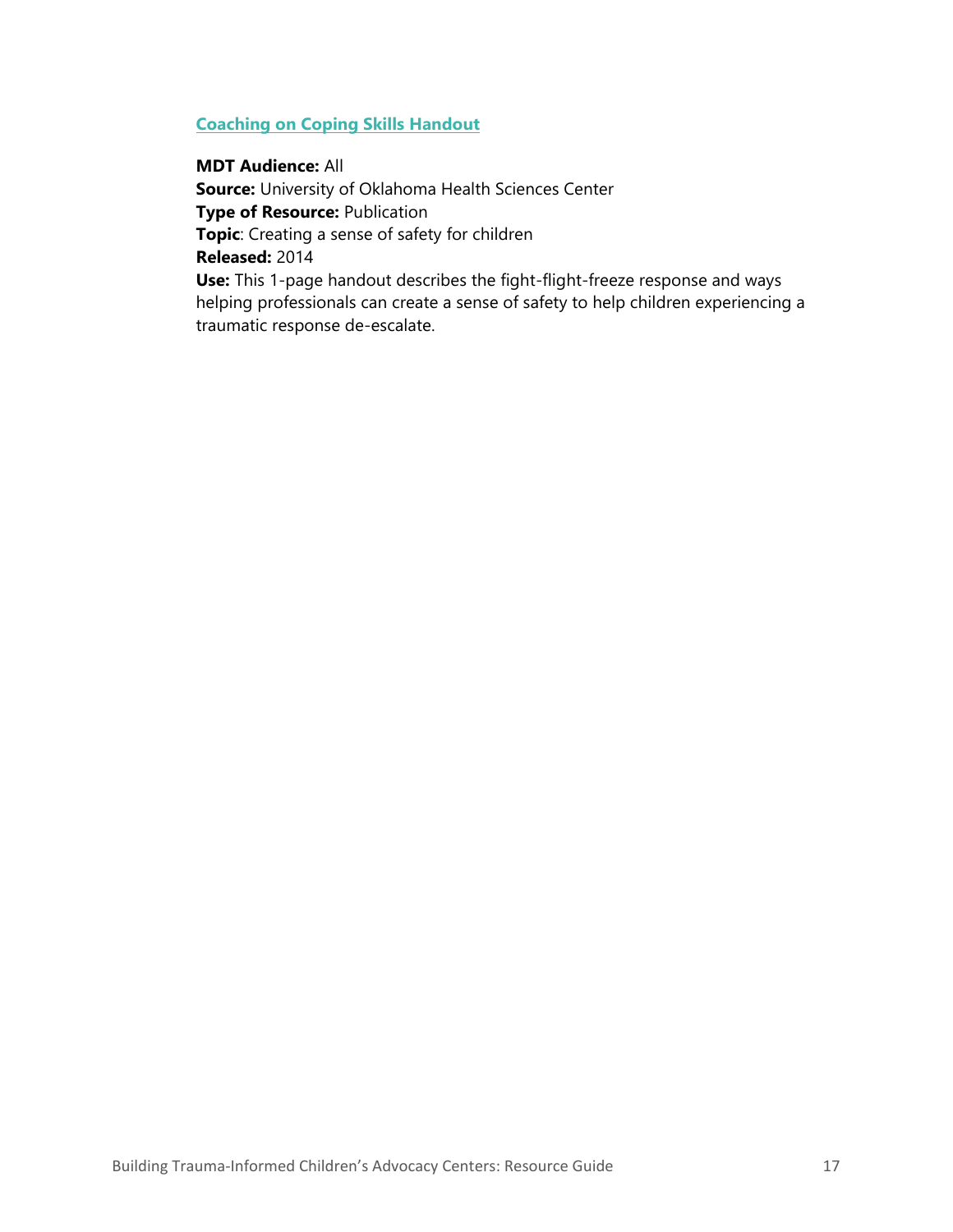**Coaching on Coping Skills Handout**

**MDT Audience:** All
**Source:** University of Oklahoma Health Sciences Center
**Type of Resource:** Publication
**Topic**: Creating a sense of safety for children
**Released:** 2014
**Use:** This 1-page handout describes the fight-flight-freeze response and ways helping professionals can create a sense of safety to help children experiencing a traumatic response de-escalate.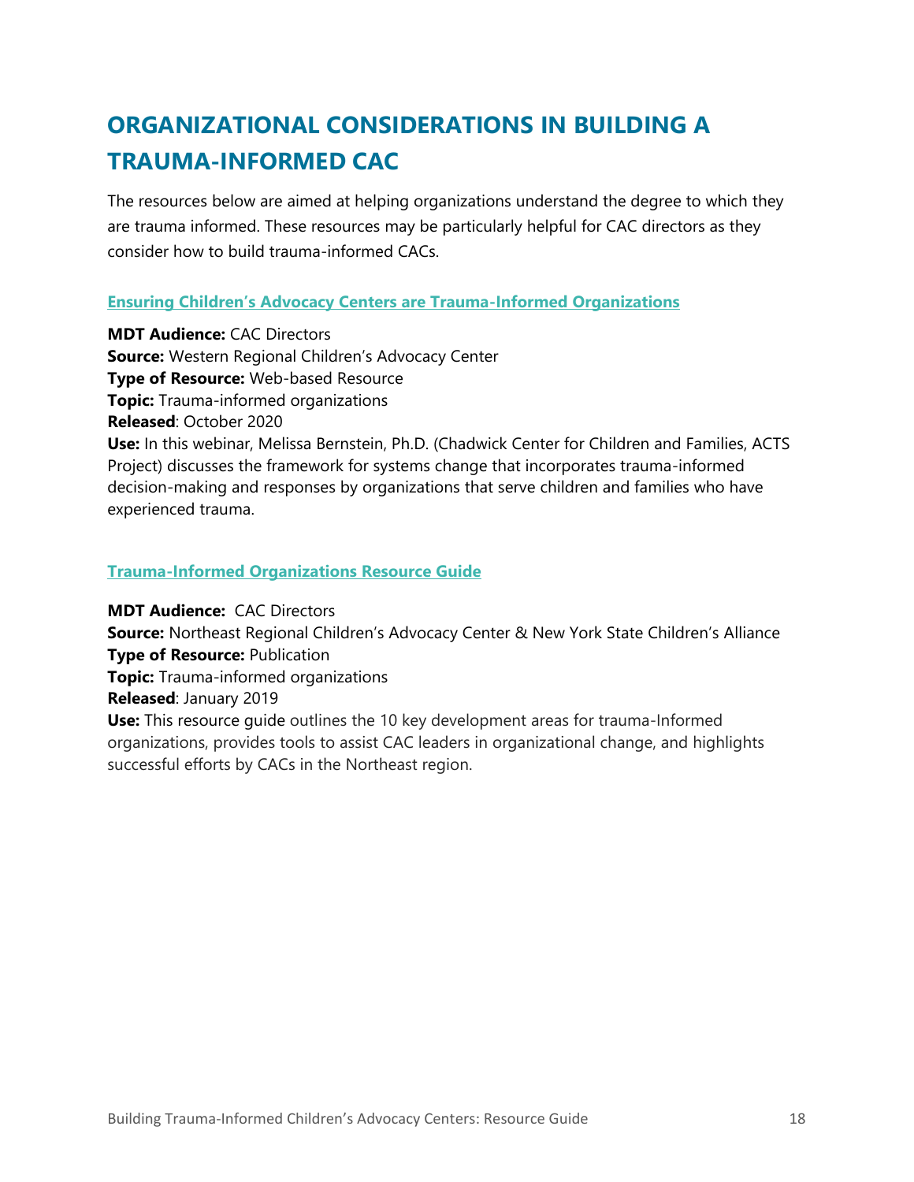# ORGANIZATIONAL CONSIDERATIONS IN BUILDING A TRAUMA-INFORMED CAC

The resources below are aimed at helping organizations understand the degree to which they are trauma informed. These resources may be particularly helpful for CAC directors as they consider how to build trauma-informed CACs.

### Ensuring Children's Advocacy Centers are Trauma-Informed Organizations

**MDT Audience:** CAC Directors
**Source:** Western Regional Children's Advocacy Center
**Type of Resource:** Web-based Resource
**Topic:** Trauma-informed organizations
**Released**: October 2020
**Use:** In this webinar, Melissa Bernstein, Ph.D. (Chadwick Center for Children and Families, ACTS Project) discusses the framework for systems change that incorporates trauma-informed decision-making and responses by organizations that serve children and families who have experienced trauma.

### Trauma-Informed Organizations Resource Guide

**MDT Audience:** CAC Directors
**Source:** Northeast Regional Children's Advocacy Center & New York State Children's Alliance
**Type of Resource:** Publication
**Topic:** Trauma-informed organizations
**Released**: January 2019
**Use:** This resource guide outlines the 10 key development areas for trauma-Informed organizations, provides tools to assist CAC leaders in organizational change, and highlights successful efforts by CACs in the Northeast region.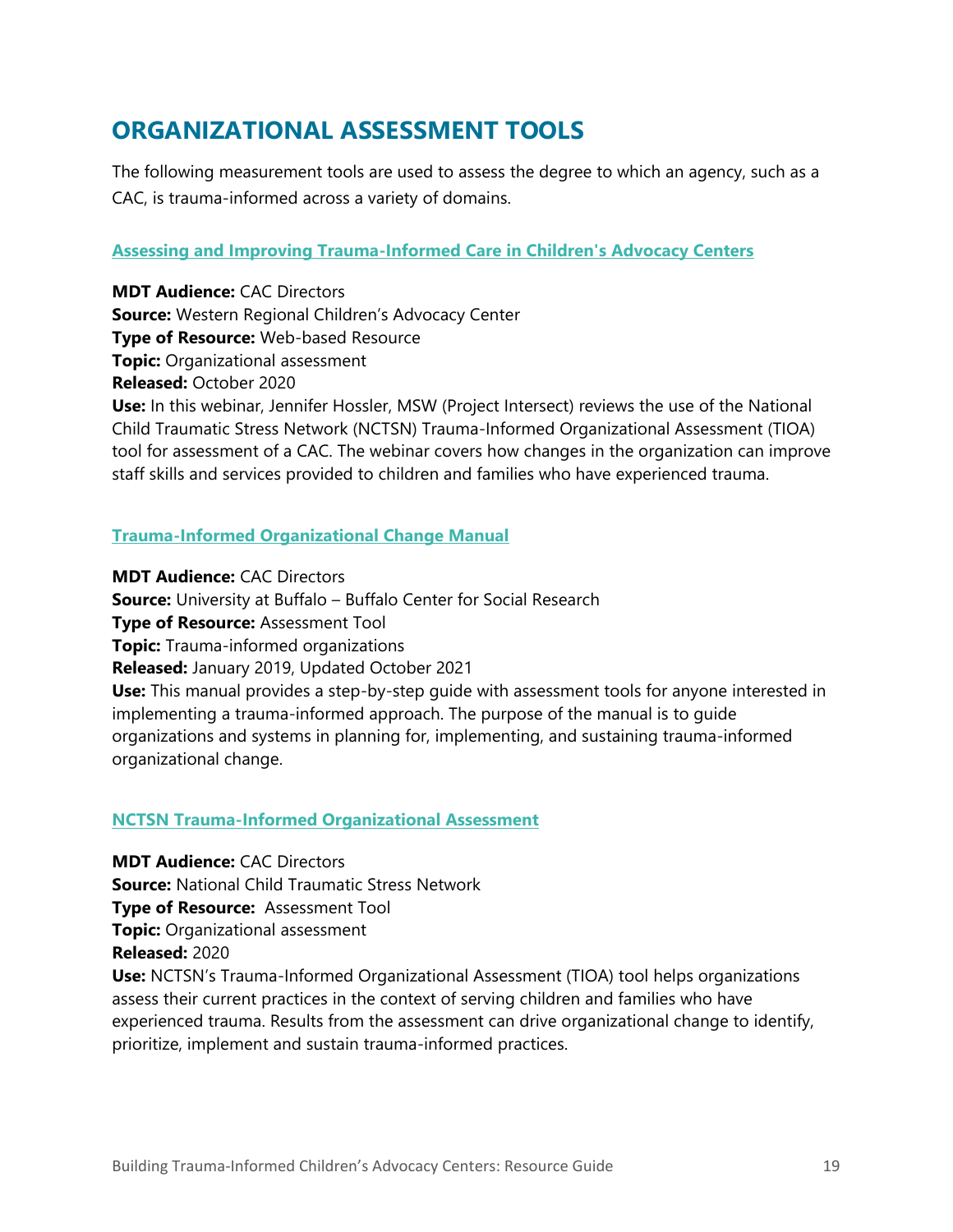## ORGANIZATIONAL ASSESSMENT TOOLS

The following measurement tools are used to assess the degree to which an agency, such as a CAC, is trauma-informed across a variety of domains.

### Assessing and Improving Trauma-Informed Care in Children's Advocacy Centers

**MDT Audience:** CAC Directors
**Source:** Western Regional Children's Advocacy Center
**Type of Resource:** Web-based Resource
**Topic:** Organizational assessment
**Released:** October 2020
**Use:** In this webinar, Jennifer Hossler, MSW (Project Intersect) reviews the use of the National Child Traumatic Stress Network (NCTSN) Trauma-Informed Organizational Assessment (TIOA) tool for assessment of a CAC. The webinar covers how changes in the organization can improve staff skills and services provided to children and families who have experienced trauma.

### Trauma-Informed Organizational Change Manual

**MDT Audience:** CAC Directors
**Source:** University at Buffalo – Buffalo Center for Social Research
**Type of Resource:** Assessment Tool
**Topic:** Trauma-informed organizations
**Released:** January 2019, Updated October 2021
**Use:** This manual provides a step-by-step guide with assessment tools for anyone interested in implementing a trauma-informed approach. The purpose of the manual is to guide organizations and systems in planning for, implementing, and sustaining trauma-informed organizational change.

### NCTSN Trauma-Informed Organizational Assessment

**MDT Audience:** CAC Directors
**Source:** National Child Traumatic Stress Network
**Type of Resource:** Assessment Tool
**Topic:** Organizational assessment
**Released:** 2020
**Use:** NCTSN's Trauma-Informed Organizational Assessment (TIOA) tool helps organizations assess their current practices in the context of serving children and families who have experienced trauma. Results from the assessment can drive organizational change to identify, prioritize, implement and sustain trauma-informed practices.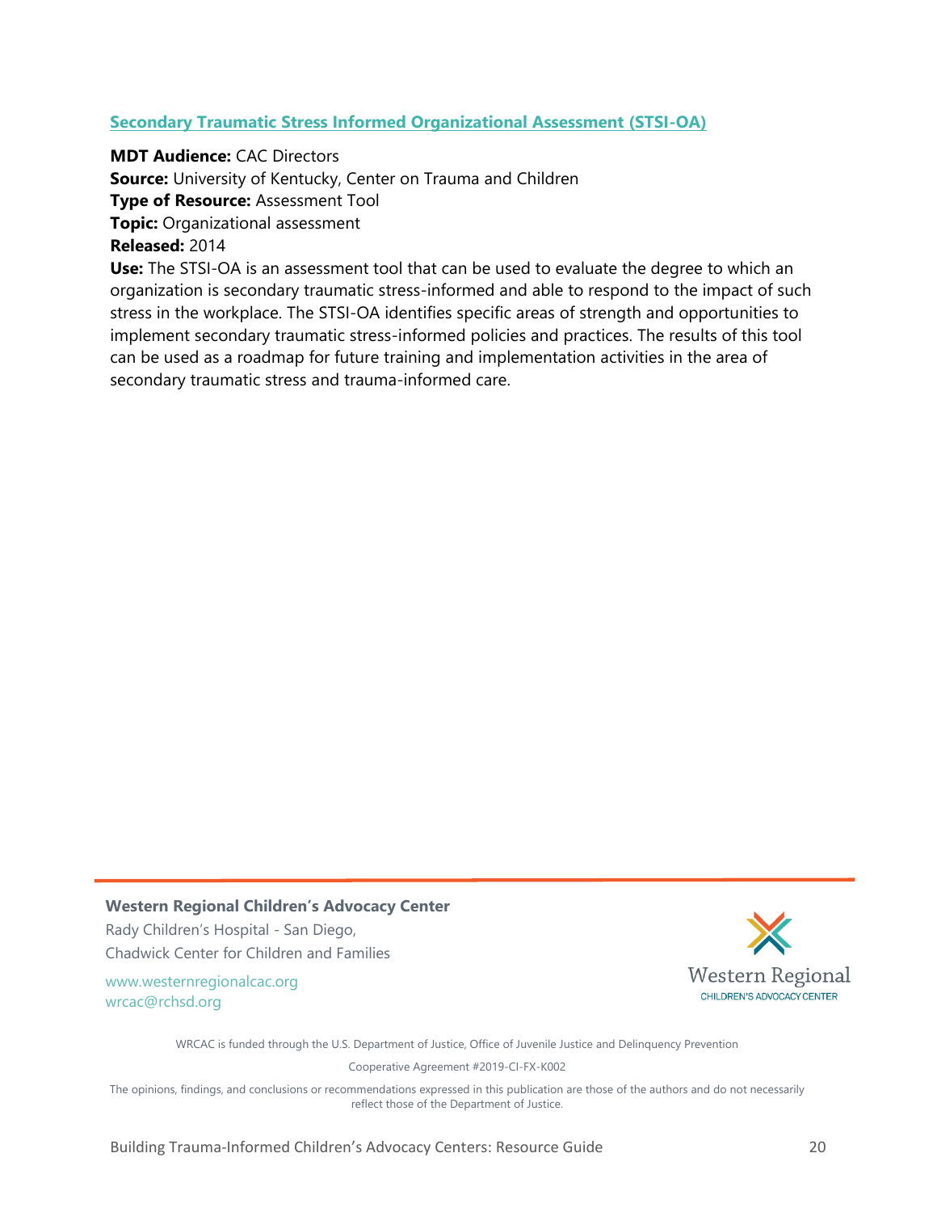### Secondary Traumatic Stress Informed Organizational Assessment (STSI-OA)

**MDT Audience:** CAC Directors
**Source:** University of Kentucky, Center on Trauma and Children
**Type of Resource:** Assessment Tool
**Topic:** Organizational assessment
**Released:** 2014
**Use:** The STSI-OA is an assessment tool that can be used to evaluate the degree to which an organization is secondary traumatic stress-informed and able to respond to the impact of such stress in the workplace. The STSI-OA identifies specific areas of strength and opportunities to implement secondary traumatic stress-informed policies and practices. The results of this tool can be used as a roadmap for future training and implementation activities in the area of secondary traumatic stress and trauma-informed care.

**Western Regional Children's Advocacy Center**
Rady Children's Hospital - San Diego,
Chadwick Center for Children and Families

www.westernregionalcac.org
wrcac@rchsd.org

Western Regional
CHILDREN'S ADVOCACY CENTER

WRCAC is funded through the U.S. Department of Justice, Office of Juvenile Justice and Delinquency Prevention

Cooperative Agreement #2019-CI-FX-K002

The opinions, findings, and conclusions or recommendations expressed in this publication are those of the authors and do not necessarily reflect those of the Department of Justice.